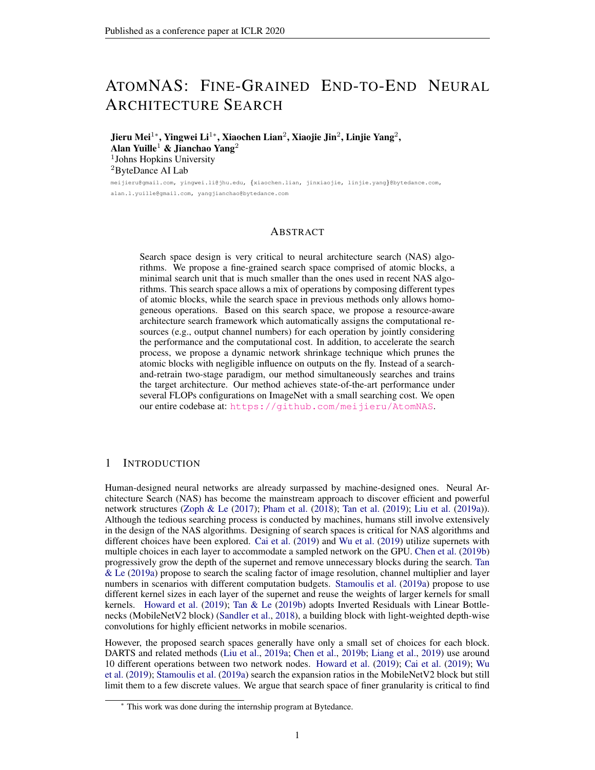# ATOMNAS: FINE-GRAINED END-TO-END NEURAL ARCHITECTURE SEARCH

**Jieru Mei**[1*], **Yingwei Li**[1*], **Xiaochen Lian**[2], **Xiaojie Jin**[2], **Linjie Yang**[2], **Alan Yuille**[1] & **Jianchao Yang**[2]

[1]Johns Hopkins University

[2]ByteDance AI Lab

meijieru@gmail.com, yingwei.li@jhu.edu, {xiaochen.lian, jinxiaojie, linjie.yang}@bytedance.com, alan.l.yuille@gmail.com, yangjianchao@bytedance.com

## ABSTRACT

Search space design is very critical to neural architecture search (NAS) algorithms. We propose a fine-grained search space comprised of atomic blocks, a minimal search unit that is much smaller than the ones used in recent NAS algorithms. This search space allows a mix of operations by composing different types of atomic blocks, while the search space in previous methods only allows homogeneous operations. Based on this search space, we propose a resource-aware architecture search framework which automatically assigns the computational resources (e.g., output channel numbers) for each operation by jointly considering the performance and the computational cost. In addition, to accelerate the search process, we propose a dynamic network shrinkage technique which prunes the atomic blocks with negligible influence on outputs on the fly. Instead of a search-and-retrain two-stage paradigm, our method simultaneously searches and trains the target architecture. Our method achieves state-of-the-art performance under several FLOPs configurations on ImageNet with a small searching cost. We open our entire codebase at: https://github.com/meijieru/AtomNAS.

## 1 INTRODUCTION

Human-designed neural networks are already surpassed by machine-designed ones. Neural Architecture Search (NAS) has become the mainstream approach to discover efficient and powerful network structures (Zoph & Le (2017); Pham et al. (2018); Tan et al. (2019); Liu et al. (2019a)). Although the tedious searching process is conducted by machines, humans still involve extensively in the design of the NAS algorithms. Designing of search spaces is critical for NAS algorithms and different choices have been explored. Cai et al. (2019) and Wu et al. (2019) utilize supernets with multiple choices in each layer to accommodate a sampled network on the GPU. Chen et al. (2019b) progressively grow the depth of the supernet and remove unnecessary blocks during the search. Tan & Le (2019a) propose to search the scaling factor of image resolution, channel multiplier and layer numbers in scenarios with different computation budgets. Stamoulis et al. (2019a) propose to use different kernel sizes in each layer of the supernet and reuse the weights of larger kernels for small kernels. Howard et al. (2019); Tan & Le (2019b) adopts Inverted Residuals with Linear Bottlenecks (MobileNetV2 block) (Sandler et al., 2018), a building block with light-weighted depth-wise convolutions for highly efficient networks in mobile scenarios.

However, the proposed search spaces generally have only a small set of choices for each block. DARTS and related methods (Liu et al., 2019a; Chen et al., 2019b; Liang et al., 2019) use around 10 different operations between two network nodes. Howard et al. (2019); Cai et al. (2019); Wu et al. (2019); Stamoulis et al. (2019a) search the expansion ratios in the MobileNetV2 block but still limit them to a few discrete values. We argue that search space of finer granularity is critical to find

[*] This work was done during the internship program at Bytedance.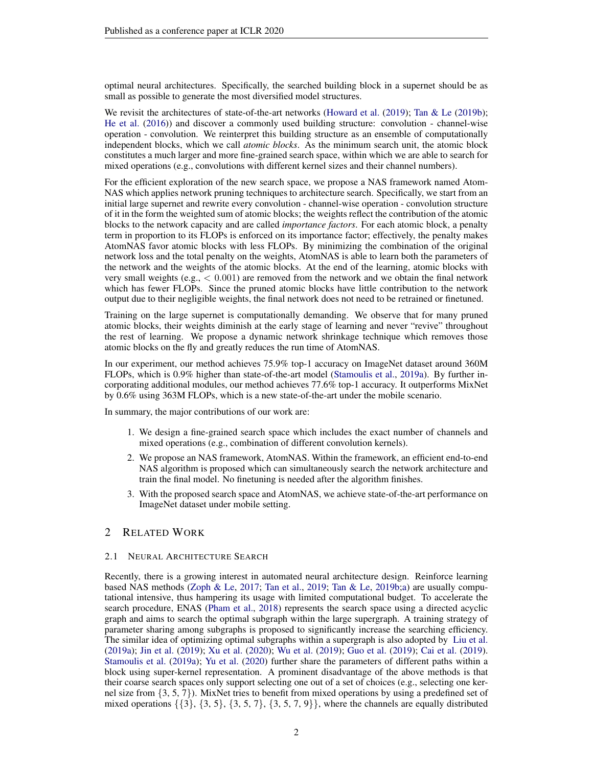optimal neural architectures. Specifically, the searched building block in a supernet should be as small as possible to generate the most diversified model structures.

We revisit the architectures of state-of-the-art networks (Howard et al. (2019); Tan & Le (2019b); He et al. (2016)) and discover a commonly used building structure: convolution - channel-wise operation - convolution. We reinterpret this building structure as an ensemble of computationally independent blocks, which we call *atomic blocks*. As the minimum search unit, the atomic block constitutes a much larger and more fine-grained search space, within which we are able to search for mixed operations (e.g., convolutions with different kernel sizes and their channel numbers).

For the efficient exploration of the new search space, we propose a NAS framework named AtomNAS which applies network pruning techniques to architecture search. Specifically, we start from an initial large supernet and rewrite every convolution - channel-wise operation - convolution structure of it in the form the weighted sum of atomic blocks; the weights reflect the contribution of the atomic blocks to the network capacity and are called *importance factors*. For each atomic block, a penalty term in proportion to its FLOPs is enforced on its importance factor; effectively, the penalty makes AtomNAS favor atomic blocks with less FLOPs. By minimizing the combination of the original network loss and the total penalty on the weights, AtomNAS is able to learn both the parameters of the network and the weights of the atomic blocks. At the end of the learning, atomic blocks with very small weights (e.g., $< 0.001$) are removed from the network and we obtain the final network which has fewer FLOPs. Since the pruned atomic blocks have little contribution to the network output due to their negligible weights, the final network does not need to be retrained or finetuned.

Training on the large supernet is computationally demanding. We observe that for many pruned atomic blocks, their weights diminish at the early stage of learning and never "revive" throughout the rest of learning. We propose a dynamic network shrinkage technique which removes those atomic blocks on the fly and greatly reduces the run time of AtomNAS.

In our experiment, our method achieves 75.9% top-1 accuracy on ImageNet dataset around 360M FLOPs, which is 0.9% higher than state-of-the-art model (Stamoulis et al., 2019a). By further incorporating additional modules, our method achieves 77.6% top-1 accuracy. It outperforms MixNet by 0.6% using 363M FLOPs, which is a new state-of-the-art under the mobile scenario.

In summary, the major contributions of our work are:

1. We design a fine-grained search space which includes the exact number of channels and mixed operations (e.g., combination of different convolution kernels).
2. We propose an NAS framework, AtomNAS. Within the framework, an efficient end-to-end NAS algorithm is proposed which can simultaneously search the network architecture and train the final model. No finetuning is needed after the algorithm finishes.
3. With the proposed search space and AtomNAS, we achieve state-of-the-art performance on ImageNet dataset under mobile setting.

## 2 Related Work

### 2.1 Neural Architecture Search

Recently, there is a growing interest in automated neural architecture design. Reinforce learning based NAS methods (Zoph & Le, 2017; Tan et al., 2019; Tan & Le, 2019b;a) are usually computational intensive, thus hampering its usage with limited computational budget. To accelerate the search procedure, ENAS (Pham et al., 2018) represents the search space using a directed acyclic graph and aims to search the optimal subgraph within the large supergraph. A training strategy of parameter sharing among subgraphs is proposed to significantly increase the searching efficiency. The similar idea of optimizing optimal subgraphs within a supergraph is also adopted by Liu et al. (2019a); Jin et al. (2019); Xu et al. (2020); Wu et al. (2019); Guo et al. (2019); Cai et al. (2019). Stamoulis et al. (2019a); Yu et al. (2020) further share the parameters of different paths within a block using super-kernel representation. A prominent disadvantage of the above methods is that their coarse search spaces only support selecting one out of a set of choices (e.g., selecting one kernel size from {3, 5, 7}). MixNet tries to benefit from mixed operations by using a predefined set of mixed operations {{3}, {3, 5}, {3, 5, 7}, {3, 5, 7, 9}}, where the channels are equally distributed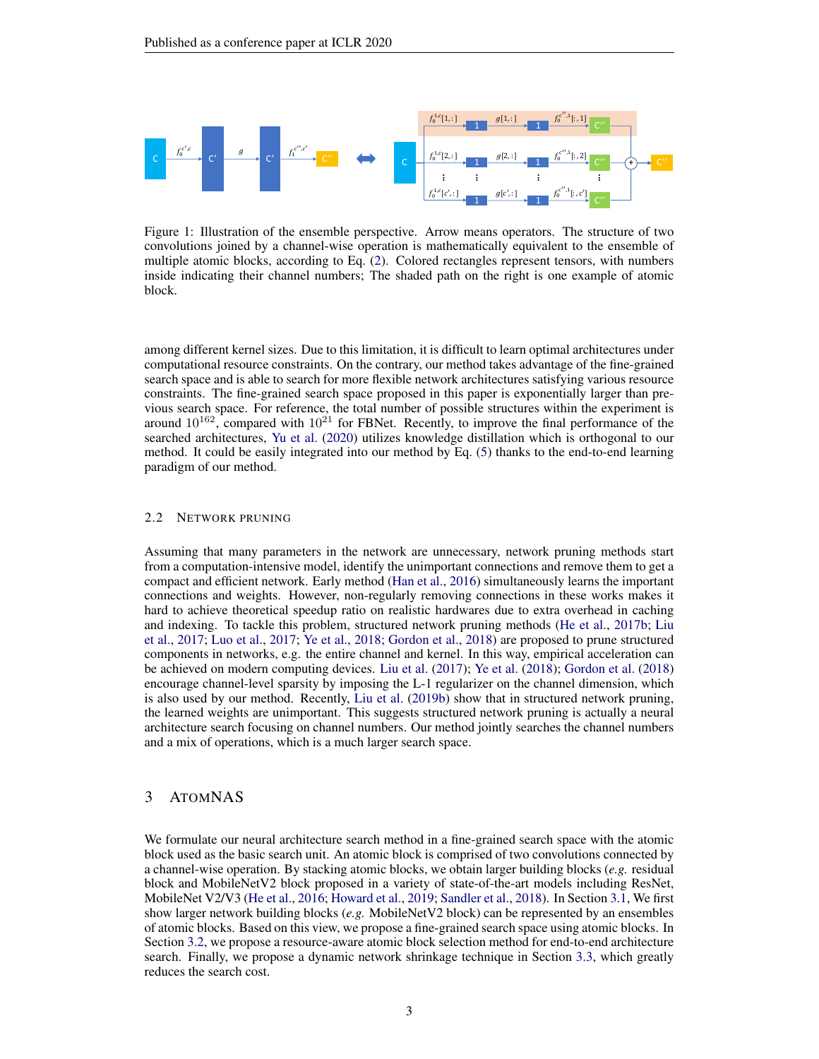Figure 1: Illustration of the ensemble perspective. Arrow means operators. The structure of two convolutions joined by a channel-wise operation is mathematically equivalent to the ensemble of multiple atomic blocks, according to Eq. (2). Colored rectangles represent tensors, with numbers inside indicating their channel numbers; The shaded path on the right is one example of atomic block.

among different kernel sizes. Due to this limitation, it is difficult to learn optimal architectures under computational resource constraints. On the contrary, our method takes advantage of the fine-grained search space and is able to search for more flexible network architectures satisfying various resource constraints. The fine-grained search space proposed in this paper is exponentially larger than previous search space. For reference, the total number of possible structures within the experiment is around $10^{162}$, compared with $10^{21}$ for FBNet. Recently, to improve the final performance of the searched architectures, Yu et al. (2020) utilizes knowledge distillation which is orthogonal to our method. It could be easily integrated into our method by Eq. (5) thanks to the end-to-end learning paradigm of our method.

### 2.2 Network Pruning

Assuming that many parameters in the network are unnecessary, network pruning methods start from a computation-intensive model, identify the unimportant connections and remove them to get a compact and efficient network. Early method (Han et al., 2016) simultaneously learns the important connections and weights. However, non-regularly removing connections in these works makes it hard to achieve theoretical speedup ratio on realistic hardwares due to extra overhead in caching and indexing. To tackle this problem, structured network pruning methods (He et al., 2017b; Liu et al., 2017; Luo et al., 2017; Ye et al., 2018; Gordon et al., 2018) are proposed to prune structured components in networks, e.g. the entire channel and kernel. In this way, empirical acceleration can be achieved on modern computing devices. Liu et al. (2017); Ye et al. (2018); Gordon et al. (2018) encourage channel-level sparsity by imposing the L-1 regularizer on the channel dimension, which is also used by our method. Recently, Liu et al. (2019b) show that in structured network pruning, the learned weights are unimportant. This suggests structured network pruning is actually a neural architecture search focusing on channel numbers. Our method jointly searches the channel numbers and a mix of operations, which is a much larger search space.

## 3 AtomNAS

We formulate our neural architecture search method in a fine-grained search space with the atomic block used as the basic search unit. An atomic block is comprised of two convolutions connected by a channel-wise operation. By stacking atomic blocks, we obtain larger building blocks (*e.g.* residual block and MobileNetV2 block proposed in a variety of state-of-the-art models including ResNet, MobileNet V2/V3 (He et al., 2016; Howard et al., 2019; Sandler et al., 2018). In Section 3.1, We first show larger network building blocks (*e.g.* MobileNetV2 block) can be represented by an ensembles of atomic blocks. Based on this view, we propose a fine-grained search space using atomic blocks. In Section 3.2, we propose a resource-aware atomic block selection method for end-to-end architecture search. Finally, we propose a dynamic network shrinkage technique in Section 3.3, which greatly reduces the search cost.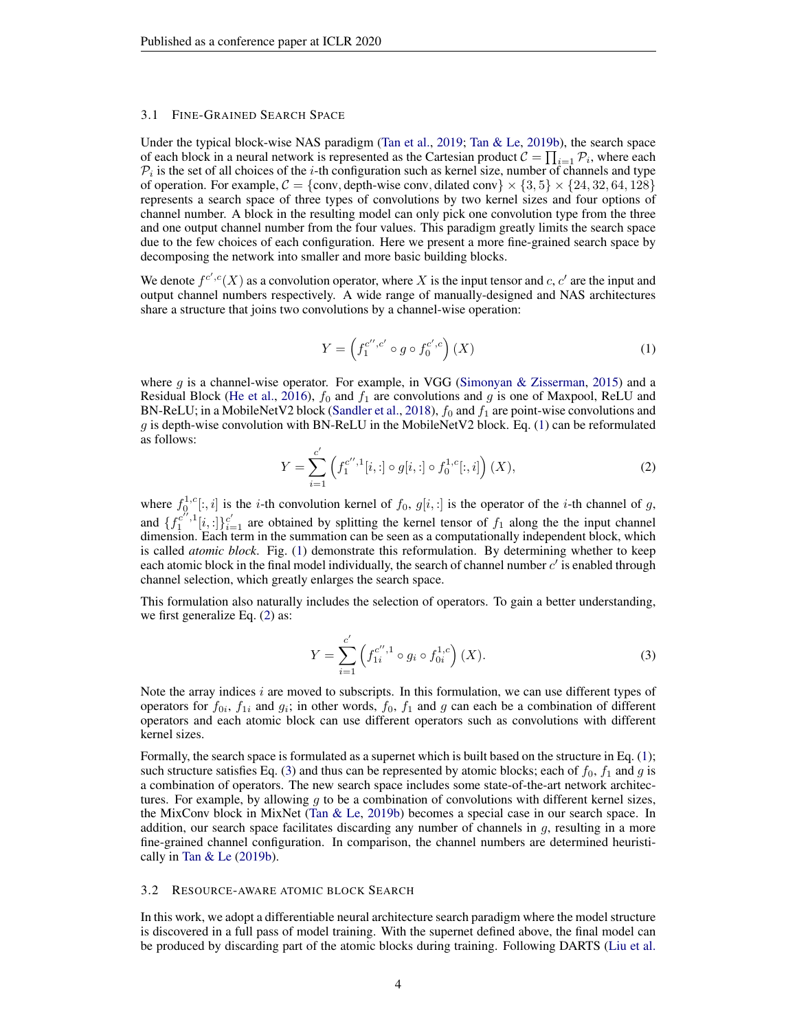### 3.1 Fine-Grained Search Space

Under the typical block-wise NAS paradigm (Tan et al., 2019; Tan & Le, 2019b), the search space of each block in a neural network is represented as the Cartesian product $\mathcal{C} = \prod_{i=1} \mathcal{P}_i$, where each $\mathcal{P}_i$ is the set of all choices of the $i$-th configuration such as kernel size, number of channels and type of operation. For example, $\mathcal{C} = \{\text{conv}, \text{depth-wise conv}, \text{dilated conv}\} \times \{3, 5\} \times \{24, 32, 64, 128\}$ represents a search space of three types of convolutions by two kernel sizes and four options of channel number. A block in the resulting model can only pick one convolution type from the three and one output channel number from the four values. This paradigm greatly limits the search space due to the few choices of each configuration. Here we present a more fine-grained search space by decomposing the network into smaller and more basic building blocks.

We denote $f^{c',c}(X)$ as a convolution operator, where $X$ is the input tensor and $c$, $c'$ are the input and output channel numbers respectively. A wide range of manually-designed and NAS architectures share a structure that joins two convolutions by a channel-wise operation:

$$Y = \left(f_1^{c'',c'} \circ g \circ f_0^{c',c}\right)(X) \tag{1}$$

where $g$ is a channel-wise operator. For example, in VGG (Simonyan & Zisserman, 2015) and a Residual Block (He et al., 2016), $f_0$ and $f_1$ are convolutions and $g$ is one of Maxpool, ReLU and BN-ReLU; in a MobileNetV2 block (Sandler et al., 2018), $f_0$ and $f_1$ are point-wise convolutions and $g$ is depth-wise convolution with BN-ReLU in the MobileNetV2 block. Eq. (1) can be reformulated as follows:

$$Y = \sum_{i=1}^{c'} \left(f_1^{c'',1}[i,:] \circ g[i,:] \circ f_0^{1,c}[:,i]\right)(X), \tag{2}$$

where $f_0^{1,c}[:,i]$ is the $i$-th convolution kernel of $f_0$, $g[i,:]$ is the operator of the $i$-th channel of $g$, and $\{f_1^{c'',1}[i,:]\}_{i=1}^{c'}$ are obtained by splitting the kernel tensor of $f_1$ along the the input channel dimension. Each term in the summation can be seen as a computationally independent block, which is called *atomic block*. Fig. (1) demonstrate this reformulation. By determining whether to keep each atomic block in the final model individually, the search of channel number $c'$ is enabled through channel selection, which greatly enlarges the search space.

This formulation also naturally includes the selection of operators. To gain a better understanding, we first generalize Eq. (2) as:

$$Y = \sum_{i=1}^{c'} \left(f_{1i}^{c'',1} \circ g_i \circ f_{0i}^{1,c}\right)(X). \tag{3}$$

Note the array indices $i$ are moved to subscripts. In this formulation, we can use different types of operators for $f_{0i}$, $f_{1i}$ and $g_i$; in other words, $f_0$, $f_1$ and $g$ can each be a combination of different operators and each atomic block can use different operators such as convolutions with different kernel sizes.

Formally, the search space is formulated as a supernet which is built based on the structure in Eq. (1); such structure satisfies Eq. (3) and thus can be represented by atomic blocks; each of $f_0$, $f_1$ and $g$ is a combination of operators. The new search space includes some state-of-the-art network architectures. For example, by allowing $g$ to be a combination of convolutions with different kernel sizes, the MixConv block in MixNet (Tan & Le, 2019b) becomes a special case in our search space. In addition, our search space facilitates discarding any number of channels in $g$, resulting in a more fine-grained channel configuration. In comparison, the channel numbers are determined heuristically in Tan & Le (2019b).

### 3.2 Resource-aware atomic block Search

In this work, we adopt a differentiable neural architecture search paradigm where the model structure is discovered in a full pass of model training. With the supernet defined above, the final model can be produced by discarding part of the atomic blocks during training. Following DARTS (Liu et al.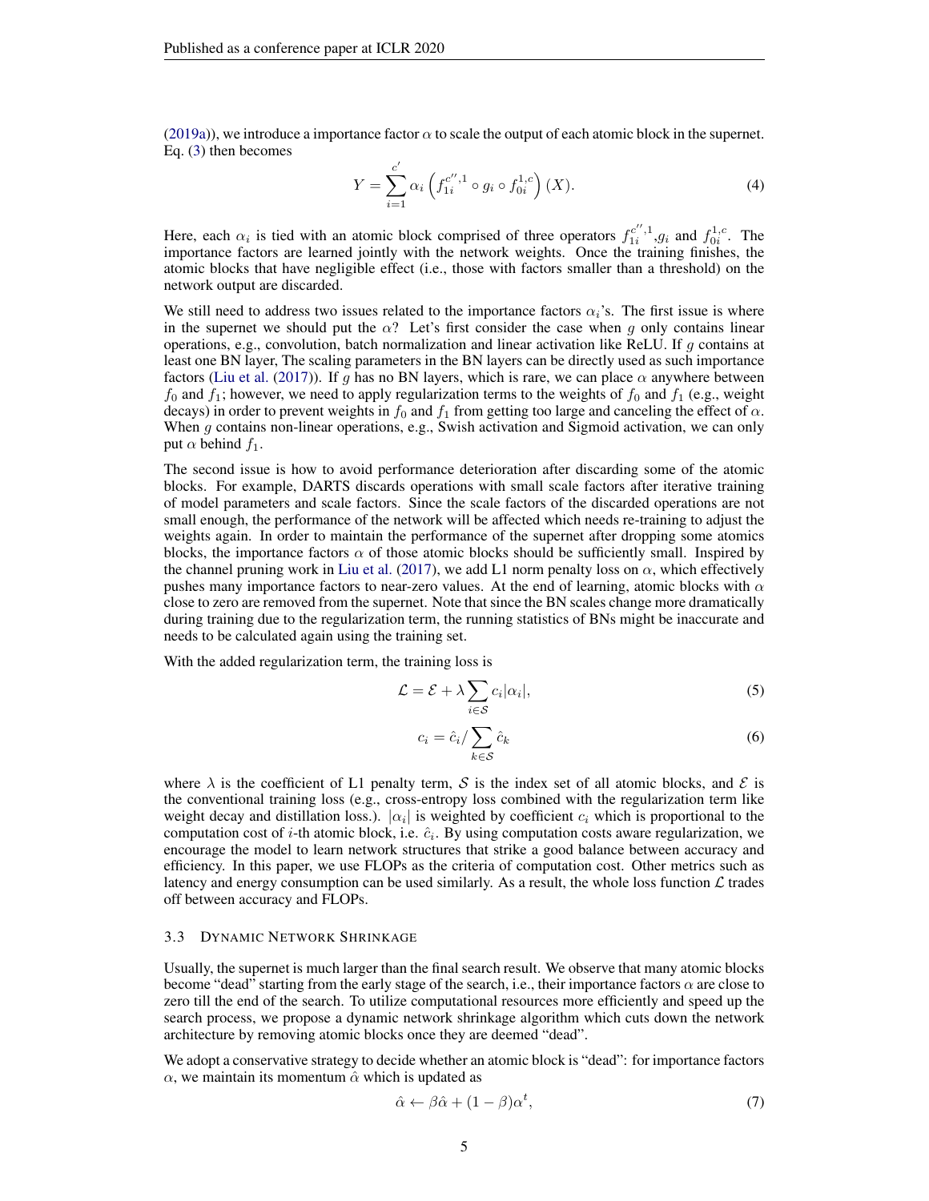(2019a)), we introduce a importance factor $\alpha$ to scale the output of each atomic block in the supernet. Eq. (3) then becomes

$$Y = \sum_{i=1}^{c'} \alpha_i \left( f_{1i}^{c'',1} \circ g_i \circ f_{0i}^{1,c} \right) (X). \tag{4}$$

Here, each $\alpha_i$ is tied with an atomic block comprised of three operators $f_{1i}^{c'',1}$,$g_i$ and $f_{0i}^{1,c}$. The importance factors are learned jointly with the network weights. Once the training finishes, the atomic blocks that have negligible effect (i.e., those with factors smaller than a threshold) on the network output are discarded.

We still need to address two issues related to the importance factors $\alpha_i$'s. The first issue is where in the supernet we should put the $\alpha$? Let's first consider the case when $g$ only contains linear operations, e.g., convolution, batch normalization and linear activation like ReLU. If $g$ contains at least one BN layer, The scaling parameters in the BN layers can be directly used as such importance factors (Liu et al. (2017)). If $g$ has no BN layers, which is rare, we can place $\alpha$ anywhere between $f_0$ and $f_1$; however, we need to apply regularization terms to the weights of $f_0$ and $f_1$ (e.g., weight decays) in order to prevent weights in $f_0$ and $f_1$ from getting too large and canceling the effect of $\alpha$. When $g$ contains non-linear operations, e.g., Swish activation and Sigmoid activation, we can only put $\alpha$ behind $f_1$.

The second issue is how to avoid performance deterioration after discarding some of the atomic blocks. For example, DARTS discards operations with small scale factors after iterative training of model parameters and scale factors. Since the scale factors of the discarded operations are not small enough, the performance of the network will be affected which needs re-training to adjust the weights again. In order to maintain the performance of the supernet after dropping some atomics blocks, the importance factors $\alpha$ of those atomic blocks should be sufficiently small. Inspired by the channel pruning work in Liu et al. (2017), we add L1 norm penalty loss on $\alpha$, which effectively pushes many importance factors to near-zero values. At the end of learning, atomic blocks with $\alpha$ close to zero are removed from the supernet. Note that since the BN scales change more dramatically during training due to the regularization term, the running statistics of BNs might be inaccurate and needs to be calculated again using the training set.

With the added regularization term, the training loss is

$$\mathcal{L} = \mathcal{E} + \lambda \sum_{i \in \mathcal{S}} c_i |\alpha_i|, \tag{5}$$

$$c_i = \hat{c}_i / \sum_{k \in \mathcal{S}} \hat{c}_k \tag{6}$$

where $\lambda$ is the coefficient of L1 penalty term, $\mathcal{S}$ is the index set of all atomic blocks, and $\mathcal{E}$ is the conventional training loss (e.g., cross-entropy loss combined with the regularization term like weight decay and distillation loss.). $|\alpha_i|$ is weighted by coefficient $c_i$ which is proportional to the computation cost of $i$-th atomic block, i.e. $\hat{c}_i$. By using computation costs aware regularization, we encourage the model to learn network structures that strike a good balance between accuracy and efficiency. In this paper, we use FLOPs as the criteria of computation cost. Other metrics such as latency and energy consumption can be used similarly. As a result, the whole loss function $\mathcal{L}$ trades off between accuracy and FLOPs.

### 3.3 Dynamic Network Shrinkage

Usually, the supernet is much larger than the final search result. We observe that many atomic blocks become "dead" starting from the early stage of the search, i.e., their importance factors $\alpha$ are close to zero till the end of the search. To utilize computational resources more efficiently and speed up the search process, we propose a dynamic network shrinkage algorithm which cuts down the network architecture by removing atomic blocks once they are deemed "dead".

We adopt a conservative strategy to decide whether an atomic block is "dead": for importance factors $\alpha$, we maintain its momentum $\hat{\alpha}$ which is updated as

$$\hat{\alpha} \leftarrow \beta \hat{\alpha} + (1 - \beta) \alpha^t, \tag{7}$$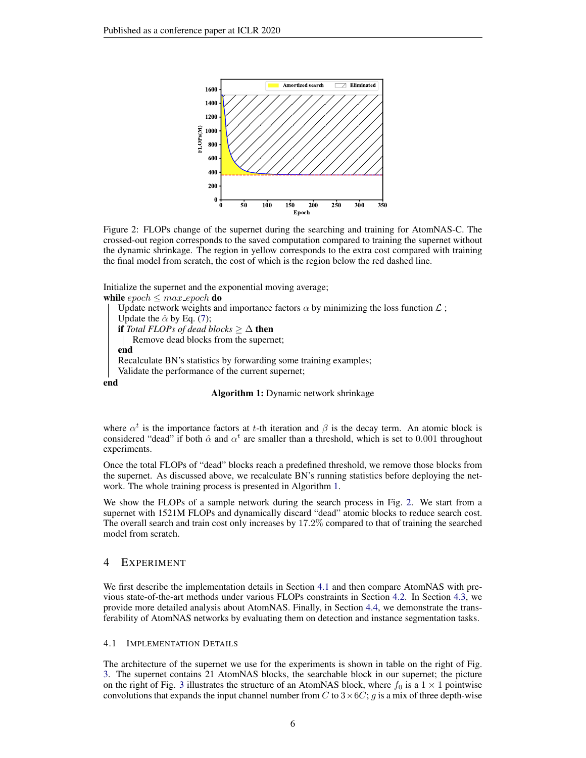Figure 2: FLOPs change of the supernet during the searching and training for AtomNAS-C. The crossed-out region corresponds to the saved computation compared to training the supernet without the dynamic shrinkage. The region in yellow corresponds to the extra cost compared with training the final model from scratch, the cost of which is the region below the red dashed line.

```
Initialize the supernet and the exponential moving average;
while epoch ≤ max_epoch do
    Update network weights and importance factors α by minimizing the loss function L ;
    Update the α̂ by Eq. (7);
    if Total FLOPs of dead blocks ≥ Δ then
        Remove dead blocks from the supernet;
    end
    Recalculate BN's statistics by forwarding some training examples;
    Validate the performance of the current supernet;
end
```

**Algorithm 1:** Dynamic network shrinkage

where $\alpha^t$ is the importance factors at $t$-th iteration and $\beta$ is the decay term. An atomic block is considered "dead" if both $\hat{\alpha}$ and $\alpha^t$ are smaller than a threshold, which is set to 0.001 throughout experiments.

Once the total FLOPs of "dead" blocks reach a predefined threshold, we remove those blocks from the supernet. As discussed above, we recalculate BN's running statistics before deploying the network. The whole training process is presented in Algorithm 1.

We show the FLOPs of a sample network during the search process in Fig. 2. We start from a supernet with 1521M FLOPs and dynamically discard "dead" atomic blocks to reduce search cost. The overall search and train cost only increases by 17.2% compared to that of training the searched model from scratch.

# 4 Experiment

We first describe the implementation details in Section 4.1 and then compare AtomNAS with previous state-of-the-art methods under various FLOPs constraints in Section 4.2. In Section 4.3, we provide more detailed analysis about AtomNAS. Finally, in Section 4.4, we demonstrate the transferability of AtomNAS networks by evaluating them on detection and instance segmentation tasks.

## 4.1 Implementation Details

The architecture of the supernet we use for the experiments is shown in table on the right of Fig. 3. The supernet contains 21 AtomNAS blocks, the searchable block in our supernet; the picture on the right of Fig. 3 illustrates the structure of an AtomNAS block, where $f_0$ is a $1 \times 1$ pointwise convolutions that expands the input channel number from $C$ to $3 \times 6C$; $g$ is a mix of three depth-wise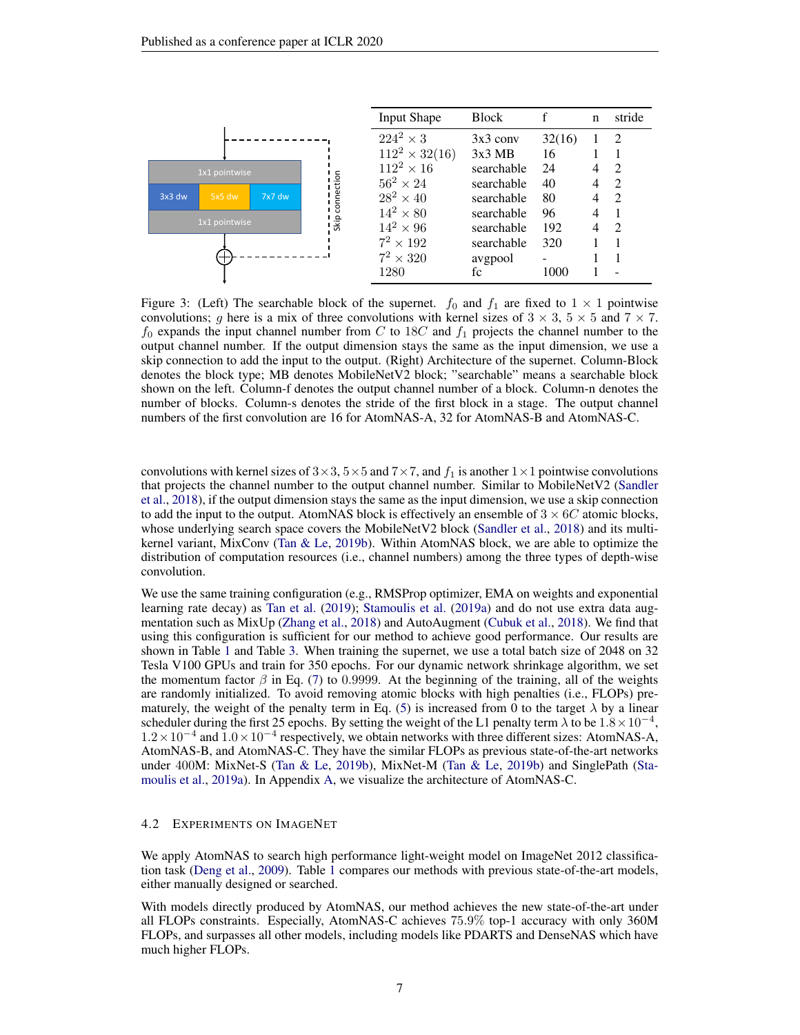| Input Shape | Block | f | n | stride |
|---|---|---|---|---|
| $224^2 \times 3$ | 3x3 conv | 32(16) | 1 | 2 |
| $112^2 \times 32(16)$ | 3x3 MB | 16 | 1 | 1 |
| $112^2 \times 16$ | searchable | 24 | 4 | 2 |
| $56^2 \times 24$ | searchable | 40 | 4 | 2 |
| $28^2 \times 40$ | searchable | 80 | 4 | 2 |
| $14^2 \times 80$ | searchable | 96 | 4 | 1 |
| $14^2 \times 96$ | searchable | 192 | 4 | 2 |
| $7^2 \times 192$ | searchable | 320 | 1 | 1 |
| $7^2 \times 320$ | avgpool | - | 1 | 1 |
| 1280 | fc | 1000 | 1 | - |

Figure 3: (Left) The searchable block of the supernet. $f_0$ and $f_1$ are fixed to $1 \times 1$ pointwise convolutions; $g$ here is a mix of three convolutions with kernel sizes of $3 \times 3$, $5 \times 5$ and $7 \times 7$. $f_0$ expands the input channel number from $C$ to $18C$ and $f_1$ projects the channel number to the output channel number. If the output dimension stays the same as the input dimension, we use a skip connection to add the input to the output. (Right) Architecture of the supernet. Column-Block denotes the block type; MB denotes MobileNetV2 block; "searchable" means a searchable block shown on the left. Column-f denotes the output channel number of a block. Column-n denotes the number of blocks. Column-s denotes the stride of the first block in a stage. The output channel numbers of the first convolution are 16 for AtomNAS-A, 32 for AtomNAS-B and AtomNAS-C.

convolutions with kernel sizes of $3\times3$, $5\times5$ and $7\times7$, and $f_1$ is another $1\times1$ pointwise convolutions that projects the channel number to the output channel number. Similar to MobileNetV2 (Sandler et al., 2018), if the output dimension stays the same as the input dimension, we use a skip connection to add the input to the output. AtomNAS block is effectively an ensemble of $3 \times 6C$ atomic blocks, whose underlying search space covers the MobileNetV2 block (Sandler et al., 2018) and its multi-kernel variant, MixConv (Tan & Le, 2019b). Within AtomNAS block, we are able to optimize the distribution of computation resources (i.e., channel numbers) among the three types of depth-wise convolution.

We use the same training configuration (e.g., RMSProp optimizer, EMA on weights and exponential learning rate decay) as Tan et al. (2019); Stamoulis et al. (2019a) and do not use extra data augmentation such as MixUp (Zhang et al., 2018) and AutoAugment (Cubuk et al., 2018). We find that using this configuration is sufficient for our method to achieve good performance. Our results are shown in Table 1 and Table 3. When training the supernet, we use a total batch size of 2048 on 32 Tesla V100 GPUs and train for 350 epochs. For our dynamic network shrinkage algorithm, we set the momentum factor $\beta$ in Eq. (7) to 0.9999. At the beginning of the training, all of the weights are randomly initialized. To avoid removing atomic blocks with high penalties (i.e., FLOPs) prematurely, the weight of the penalty term in Eq. (5) is increased from 0 to the target $\lambda$ by a linear scheduler during the first 25 epochs. By setting the weight of the L1 penalty term $\lambda$ to be $1.8\times10^{-4}$, $1.2\times10^{-4}$ and $1.0\times10^{-4}$ respectively, we obtain networks with three different sizes: AtomNAS-A, AtomNAS-B, and AtomNAS-C. They have the similar FLOPs as previous state-of-the-art networks under 400M: MixNet-S (Tan & Le, 2019b), MixNet-M (Tan & Le, 2019b) and SinglePath (Stamoulis et al., 2019a). In Appendix A, we visualize the architecture of AtomNAS-C.

### 4.2 Experiments on ImageNet

We apply AtomNAS to search high performance light-weight model on ImageNet 2012 classification task (Deng et al., 2009). Table 1 compares our methods with previous state-of-the-art models, either manually designed or searched.

With models directly produced by AtomNAS, our method achieves the new state-of-the-art under all FLOPs constraints. Especially, AtomNAS-C achieves 75.9% top-1 accuracy with only 360M FLOPs, and surpasses all other models, including models like PDARTS and DenseNAS which have much higher FLOPs.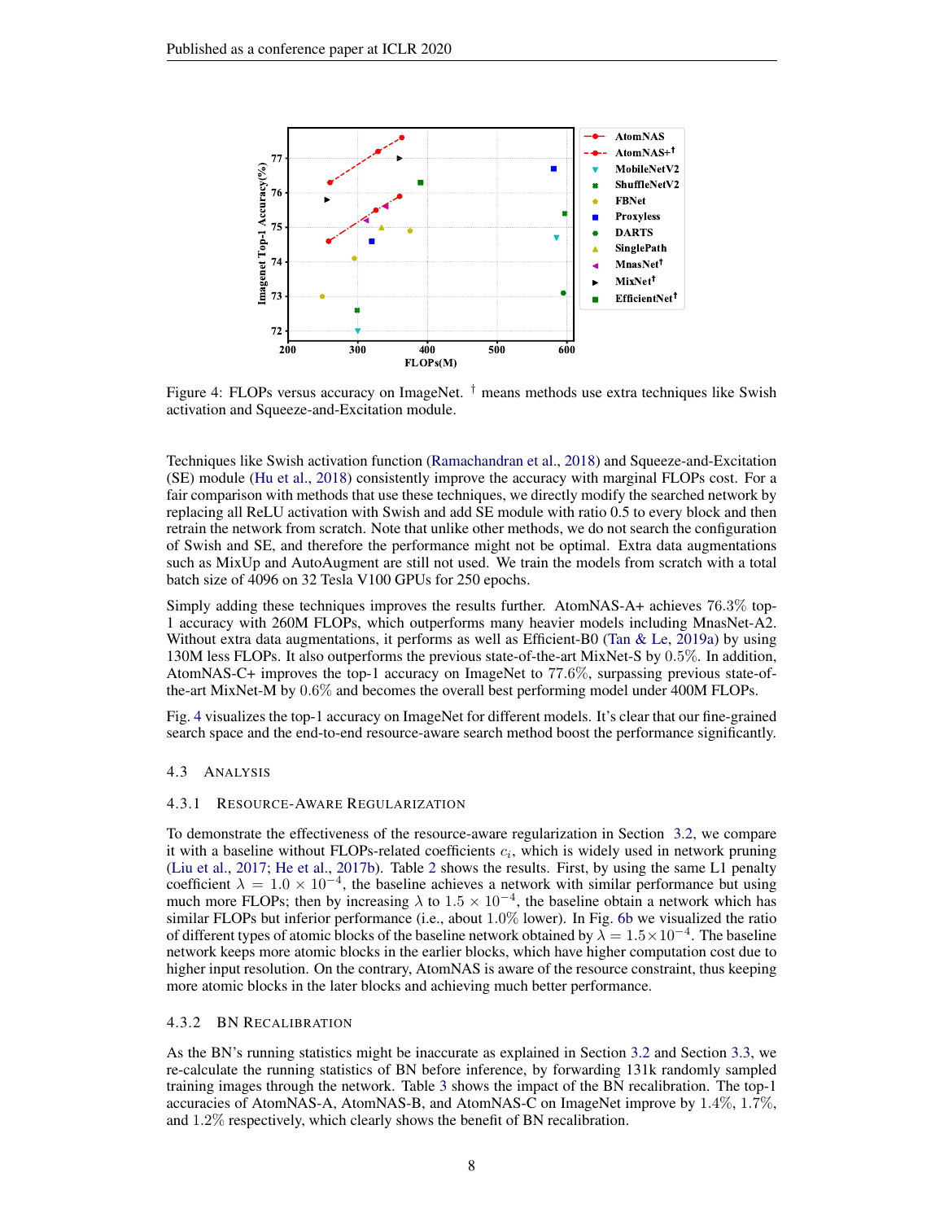Figure 4: FLOPs versus accuracy on ImageNet. † means methods use extra techniques like Swish activation and Squeeze-and-Excitation module.

Techniques like Swish activation function (Ramachandran et al., 2018) and Squeeze-and-Excitation (SE) module (Hu et al., 2018) consistently improve the accuracy with marginal FLOPs cost. For a fair comparison with methods that use these techniques, we directly modify the searched network by replacing all ReLU activation with Swish and add SE module with ratio 0.5 to every block and then retrain the network from scratch. Note that unlike other methods, we do not search the configuration of Swish and SE, and therefore the performance might not be optimal. Extra data augmentations such as MixUp and AutoAugment are still not used. We train the models from scratch with a total batch size of 4096 on 32 Tesla V100 GPUs for 250 epochs.

Simply adding these techniques improves the results further. AtomNAS-A+ achieves 76.3% top-1 accuracy with 260M FLOPs, which outperforms many heavier models including MnasNet-A2. Without extra data augmentations, it performs as well as Efficient-B0 (Tan & Le, 2019a) by using 130M less FLOPs. It also outperforms the previous state-of-the-art MixNet-S by 0.5%. In addition, AtomNAS-C+ improves the top-1 accuracy on ImageNet to 77.6%, surpassing previous state-of-the-art MixNet-M by 0.6% and becomes the overall best performing model under 400M FLOPs.

Fig. 4 visualizes the top-1 accuracy on ImageNet for different models. It's clear that our fine-grained search space and the end-to-end resource-aware search method boost the performance significantly.

### 4.3 Analysis

#### 4.3.1 Resource-Aware Regularization

To demonstrate the effectiveness of the resource-aware regularization in Section 3.2, we compare it with a baseline without FLOPs-related coefficients $c_i$, which is widely used in network pruning (Liu et al., 2017; He et al., 2017b). Table 2 shows the results. First, by using the same L1 penalty coefficient $\lambda = 1.0 \times 10^{-4}$, the baseline achieves a network with similar performance but using much more FLOPs; then by increasing $\lambda$ to $1.5 \times 10^{-4}$, the baseline obtain a network which has similar FLOPs but inferior performance (i.e., about 1.0% lower). In Fig. 6b we visualized the ratio of different types of atomic blocks of the baseline network obtained by $\lambda = 1.5 \times 10^{-4}$. The baseline network keeps more atomic blocks in the earlier blocks, which have higher computation cost due to higher input resolution. On the contrary, AtomNAS is aware of the resource constraint, thus keeping more atomic blocks in the later blocks and achieving much better performance.

#### 4.3.2 BN Recalibration

As the BN's running statistics might be inaccurate as explained in Section 3.2 and Section 3.3, we re-calculate the running statistics of BN before inference, by forwarding 131k randomly sampled training images through the network. Table 3 shows the impact of the BN recalibration. The top-1 accuracies of AtomNAS-A, AtomNAS-B, and AtomNAS-C on ImageNet improve by 1.4%, 1.7%, and 1.2% respectively, which clearly shows the benefit of BN recalibration.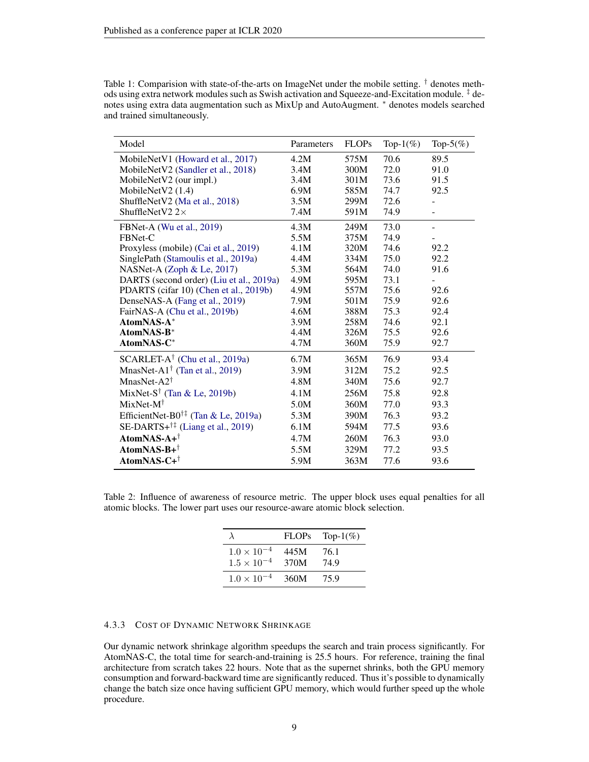Table 1: Comparision with state-of-the-arts on ImageNet under the mobile setting. $^{\dagger}$ denotes methods using extra network modules such as Swish activation and Squeeze-and-Excitation module. $^{\ddagger}$ denotes using extra data augmentation such as MixUp and AutoAugment. $^{*}$ denotes models searched and trained simultaneously.

| Model | Parameters | FLOPs | Top-1(%) | Top-5(%) |
|---|---|---|---|---|
| MobileNetV1 (Howard et al., 2017) | 4.2M | 575M | 70.6 | 89.5 |
| MobileNetV2 (Sandler et al., 2018) | 3.4M | 300M | 72.0 | 91.0 |
| MobileNetV2 (our impl.) | 3.4M | 301M | 73.6 | 91.5 |
| MobileNetV2 (1.4) | 6.9M | 585M | 74.7 | 92.5 |
| ShuffleNetV2 (Ma et al., 2018) | 3.5M | 299M | 72.6 | - |
| ShuffleNetV2 2× | 7.4M | 591M | 74.9 | - |
| FBNet-A (Wu et al., 2019) | 4.3M | 249M | 73.0 | - |
| FBNet-C | 5.5M | 375M | 74.9 | - |
| Proxyless (mobile) (Cai et al., 2019) | 4.1M | 320M | 74.6 | 92.2 |
| SinglePath (Stamoulis et al., 2019a) | 4.4M | 334M | 75.0 | 92.2 |
| NASNet-A (Zoph & Le, 2017) | 5.3M | 564M | 74.0 | 91.6 |
| DARTS (second order) (Liu et al., 2019a) | 4.9M | 595M | 73.1 | - |
| PDARTS (cifar 10) (Chen et al., 2019b) | 4.9M | 557M | 75.6 | 92.6 |
| DenseNAS-A (Fang et al., 2019) | 7.9M | 501M | 75.9 | 92.6 |
| FairNAS-A (Chu et al., 2019b) | 4.6M | 388M | 75.3 | 92.4 |
| **AtomNAS-A**$^{*}$ | 3.9M | 258M | 74.6 | 92.1 |
| **AtomNAS-B**$^{*}$ | 4.4M | 326M | 75.5 | 92.6 |
| **AtomNAS-C**$^{*}$ | 4.7M | 360M | 75.9 | 92.7 |
| SCARLET-A$^{\dagger}$ (Chu et al., 2019a) | 6.7M | 365M | 76.9 | 93.4 |
| MnasNet-A1$^{\dagger}$ (Tan et al., 2019) | 3.9M | 312M | 75.2 | 92.5 |
| MnasNet-A2$^{\dagger}$ | 4.8M | 340M | 75.6 | 92.7 |
| MixNet-S$^{\dagger}$ (Tan & Le, 2019b) | 4.1M | 256M | 75.8 | 92.8 |
| MixNet-M$^{\dagger}$ | 5.0M | 360M | 77.0 | 93.3 |
| EfficientNet-B0$^{\dagger\ddagger}$ (Tan & Le, 2019a) | 5.3M | 390M | 76.3 | 93.2 |
| SE-DARTS+$^{\dagger\ddagger}$ (Liang et al., 2019) | 6.1M | 594M | 77.5 | 93.6 |
| **AtomNAS-A+**$^{\dagger}$ | 4.7M | 260M | 76.3 | 93.0 |
| **AtomNAS-B+**$^{\dagger}$ | 5.5M | 329M | 77.2 | 93.5 |
| **AtomNAS-C+**$^{\dagger}$ | 5.9M | 363M | 77.6 | 93.6 |

Table 2: Influence of awareness of resource metric. The upper block uses equal penalties for all atomic blocks. The lower part uses our resource-aware atomic block selection.

| $\lambda$ | FLOPs | Top-1(%) |
|---|---|---|
| $1.0 \times 10^{-4}$ | 445M | 76.1 |
| $1.5 \times 10^{-4}$ | 370M | 74.9 |
| $1.0 \times 10^{-4}$ | 360M | 75.9 |

#### 4.3.3 Cost of Dynamic Network Shrinkage

Our dynamic network shrinkage algorithm speedups the search and train process significantly. For AtomNAS-C, the total time for search-and-training is 25.5 hours. For reference, training the final architecture from scratch takes 22 hours. Note that as the supernet shrinks, both the GPU memory consumption and forward-backward time are significantly reduced. Thus it's possible to dynamically change the batch size once having sufficient GPU memory, which would further speed up the whole procedure.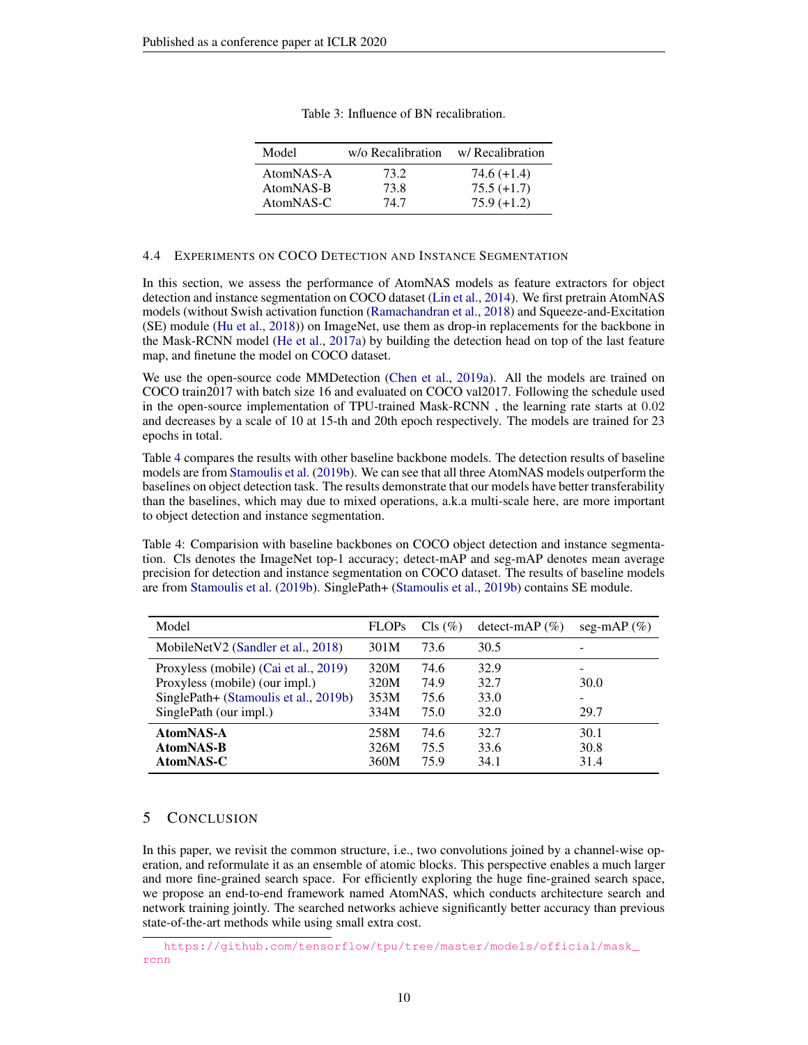Table 3: Influence of BN recalibration.

| Model | w/o Recalibration | w/ Recalibration |
|---|---|---|
| AtomNAS-A | 73.2 | 74.6 (+1.4) |
| AtomNAS-B | 73.8 | 75.5 (+1.7) |
| AtomNAS-C | 74.7 | 75.9 (+1.2) |

### 4.4 Experiments on COCO Detection and Instance Segmentation

In this section, we assess the performance of AtomNAS models as feature extractors for object detection and instance segmentation on COCO dataset (Lin et al., 2014). We first pretrain AtomNAS models (without Swish activation function (Ramachandran et al., 2018) and Squeeze-and-Excitation (SE) module (Hu et al., 2018)) on ImageNet, use them as drop-in replacements for the backbone in the Mask-RCNN model (He et al., 2017a) by building the detection head on top of the last feature map, and finetune the model on COCO dataset.

We use the open-source code MMDetection (Chen et al., 2019a). All the models are trained on COCO train2017 with batch size 16 and evaluated on COCO val2017. Following the schedule used in the open-source implementation of TPU-trained Mask-RCNN [1], the learning rate starts at 0.02 and decreases by a scale of 10 at 15-th and 20th epoch respectively. The models are trained for 23 epochs in total.

Table 4 compares the results with other baseline backbone models. The detection results of baseline models are from Stamoulis et al. (2019b). We can see that all three AtomNAS models outperform the baselines on object detection task. The results demonstrate that our models have better transferability than the baselines, which may due to mixed operations, a.k.a multi-scale here, are more important to object detection and instance segmentation.

Table 4: Comparision with baseline backbones on COCO object detection and instance segmentation. Cls denotes the ImageNet top-1 accuracy; detect-mAP and seg-mAP denotes mean average precision for detection and instance segmentation on COCO dataset. The results of baseline models are from Stamoulis et al. (2019b). SinglePath+ (Stamoulis et al., 2019b) contains SE module.

| Model | FLOPs | Cls (%) | detect-mAP (%) | seg-mAP (%) |
|---|---|---|---|---|
| MobileNetV2 (Sandler et al., 2018) | 301M | 73.6 | 30.5 | - |
| Proxyless (mobile) (Cai et al., 2019) | 320M | 74.6 | 32.9 | - |
| Proxyless (mobile) (our impl.) | 320M | 74.9 | 32.7 | 30.0 |
| SinglePath+ (Stamoulis et al., 2019b) | 353M | 75.6 | 33.0 | - |
| SinglePath (our impl.) | 334M | 75.0 | 32.0 | 29.7 |
| **AtomNAS-A** | 258M | 74.6 | 32.7 | 30.1 |
| **AtomNAS-B** | 326M | 75.5 | 33.6 | 30.8 |
| **AtomNAS-C** | 360M | 75.9 | 34.1 | 31.4 |

## 5 Conclusion

In this paper, we revisit the common structure, i.e., two convolutions joined by a channel-wise operation, and reformulate it as an ensemble of atomic blocks. This perspective enables a much larger and more fine-grained search space. For efficiently exploring the huge fine-grained search space, we propose an end-to-end framework named AtomNAS, which conducts architecture search and network training jointly. The searched networks achieve significantly better accuracy than previous state-of-the-art methods while using small extra cost.

[1] https://github.com/tensorflow/tpu/tree/master/models/official/mask_rcnn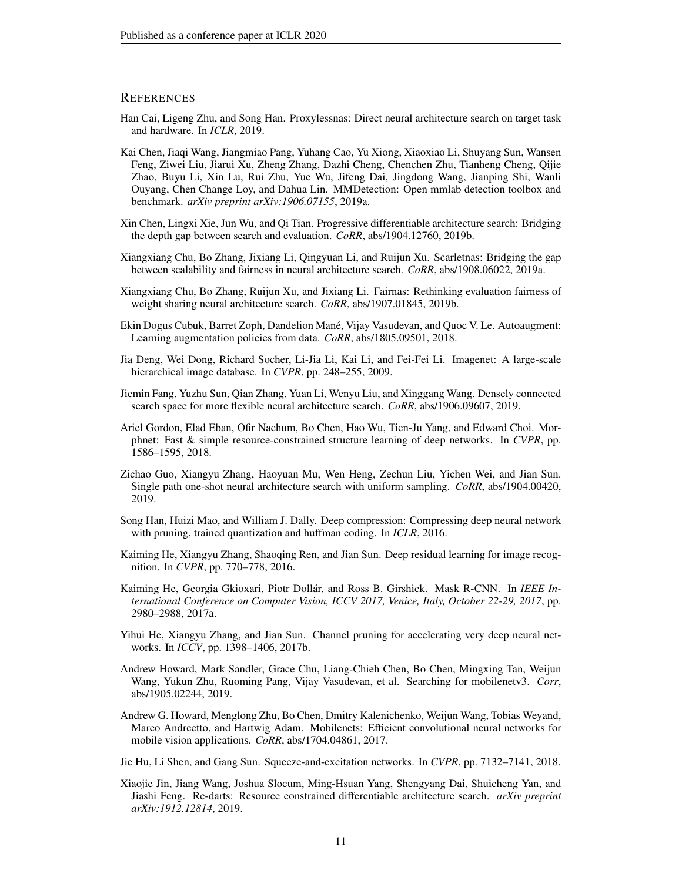## REFERENCES

Han Cai, Ligeng Zhu, and Song Han. Proxylessnas: Direct neural architecture search on target task and hardware. In *ICLR*, 2019.

Kai Chen, Jiaqi Wang, Jiangmiao Pang, Yuhang Cao, Yu Xiong, Xiaoxiao Li, Shuyang Sun, Wansen Feng, Ziwei Liu, Jiarui Xu, Zheng Zhang, Dazhi Cheng, Chenchen Zhu, Tianheng Cheng, Qijie Zhao, Buyu Li, Xin Lu, Rui Zhu, Yue Wu, Jifeng Dai, Jingdong Wang, Jianping Shi, Wanli Ouyang, Chen Change Loy, and Dahua Lin. MMDetection: Open mmlab detection toolbox and benchmark. *arXiv preprint arXiv:1906.07155*, 2019a.

Xin Chen, Lingxi Xie, Jun Wu, and Qi Tian. Progressive differentiable architecture search: Bridging the depth gap between search and evaluation. *CoRR*, abs/1904.12760, 2019b.

Xiangxiang Chu, Bo Zhang, Jixiang Li, Qingyuan Li, and Ruijun Xu. Scarletnas: Bridging the gap between scalability and fairness in neural architecture search. *CoRR*, abs/1908.06022, 2019a.

Xiangxiang Chu, Bo Zhang, Ruijun Xu, and Jixiang Li. Fairnas: Rethinking evaluation fairness of weight sharing neural architecture search. *CoRR*, abs/1907.01845, 2019b.

Ekin Dogus Cubuk, Barret Zoph, Dandelion Mané, Vijay Vasudevan, and Quoc V. Le. Autoaugment: Learning augmentation policies from data. *CoRR*, abs/1805.09501, 2018.

Jia Deng, Wei Dong, Richard Socher, Li-Jia Li, Kai Li, and Fei-Fei Li. Imagenet: A large-scale hierarchical image database. In *CVPR*, pp. 248–255, 2009.

Jiemin Fang, Yuzhu Sun, Qian Zhang, Yuan Li, Wenyu Liu, and Xinggang Wang. Densely connected search space for more flexible neural architecture search. *CoRR*, abs/1906.09607, 2019.

Ariel Gordon, Elad Eban, Ofir Nachum, Bo Chen, Hao Wu, Tien-Ju Yang, and Edward Choi. Morphnet: Fast & simple resource-constrained structure learning of deep networks. In *CVPR*, pp. 1586–1595, 2018.

Zichao Guo, Xiangyu Zhang, Haoyuan Mu, Wen Heng, Zechun Liu, Yichen Wei, and Jian Sun. Single path one-shot neural architecture search with uniform sampling. *CoRR*, abs/1904.00420, 2019.

Song Han, Huizi Mao, and William J. Dally. Deep compression: Compressing deep neural network with pruning, trained quantization and huffman coding. In *ICLR*, 2016.

Kaiming He, Xiangyu Zhang, Shaoqing Ren, and Jian Sun. Deep residual learning for image recognition. In *CVPR*, pp. 770–778, 2016.

Kaiming He, Georgia Gkioxari, Piotr Dollár, and Ross B. Girshick. Mask R-CNN. In *IEEE International Conference on Computer Vision, ICCV 2017, Venice, Italy, October 22-29, 2017*, pp. 2980–2988, 2017a.

Yihui He, Xiangyu Zhang, and Jian Sun. Channel pruning for accelerating very deep neural networks. In *ICCV*, pp. 1398–1406, 2017b.

Andrew Howard, Mark Sandler, Grace Chu, Liang-Chieh Chen, Bo Chen, Mingxing Tan, Weijun Wang, Yukun Zhu, Ruoming Pang, Vijay Vasudevan, et al. Searching for mobilenetv3. *Corr*, abs/1905.02244, 2019.

Andrew G. Howard, Menglong Zhu, Bo Chen, Dmitry Kalenichenko, Weijun Wang, Tobias Weyand, Marco Andreetto, and Hartwig Adam. Mobilenets: Efficient convolutional neural networks for mobile vision applications. *CoRR*, abs/1704.04861, 2017.

Jie Hu, Li Shen, and Gang Sun. Squeeze-and-excitation networks. In *CVPR*, pp. 7132–7141, 2018.

Xiaojie Jin, Jiang Wang, Joshua Slocum, Ming-Hsuan Yang, Shengyang Dai, Shuicheng Yan, and Jiashi Feng. Rc-darts: Resource constrained differentiable architecture search. *arXiv preprint arXiv:1912.12814*, 2019.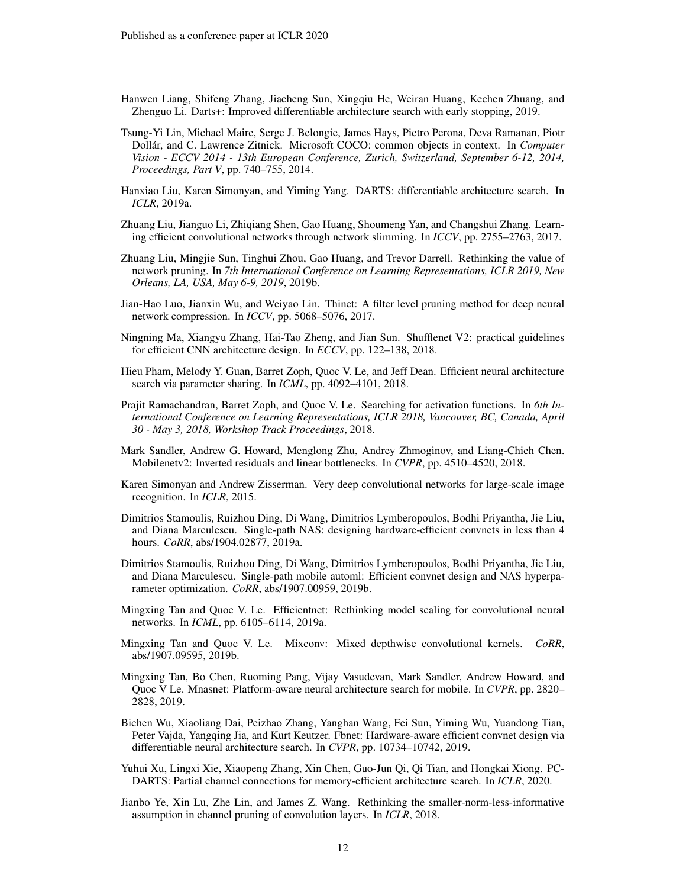Hanwen Liang, Shifeng Zhang, Jiacheng Sun, Xingqiu He, Weiran Huang, Kechen Zhuang, and Zhenguo Li. Darts+: Improved differentiable architecture search with early stopping, 2019.

Tsung-Yi Lin, Michael Maire, Serge J. Belongie, James Hays, Pietro Perona, Deva Ramanan, Piotr Dollár, and C. Lawrence Zitnick. Microsoft COCO: common objects in context. In *Computer Vision - ECCV 2014 - 13th European Conference, Zurich, Switzerland, September 6-12, 2014, Proceedings, Part V*, pp. 740–755, 2014.

Hanxiao Liu, Karen Simonyan, and Yiming Yang. DARTS: differentiable architecture search. In *ICLR*, 2019a.

Zhuang Liu, Jianguo Li, Zhiqiang Shen, Gao Huang, Shoumeng Yan, and Changshui Zhang. Learning efficient convolutional networks through network slimming. In *ICCV*, pp. 2755–2763, 2017.

Zhuang Liu, Mingjie Sun, Tinghui Zhou, Gao Huang, and Trevor Darrell. Rethinking the value of network pruning. In *7th International Conference on Learning Representations, ICLR 2019, New Orleans, LA, USA, May 6-9, 2019*, 2019b.

Jian-Hao Luo, Jianxin Wu, and Weiyao Lin. Thinet: A filter level pruning method for deep neural network compression. In *ICCV*, pp. 5068–5076, 2017.

Ningning Ma, Xiangyu Zhang, Hai-Tao Zheng, and Jian Sun. Shufflenet V2: practical guidelines for efficient CNN architecture design. In *ECCV*, pp. 122–138, 2018.

Hieu Pham, Melody Y. Guan, Barret Zoph, Quoc V. Le, and Jeff Dean. Efficient neural architecture search via parameter sharing. In *ICML*, pp. 4092–4101, 2018.

Prajit Ramachandran, Barret Zoph, and Quoc V. Le. Searching for activation functions. In *6th International Conference on Learning Representations, ICLR 2018, Vancouver, BC, Canada, April 30 - May 3, 2018, Workshop Track Proceedings*, 2018.

Mark Sandler, Andrew G. Howard, Menglong Zhu, Andrey Zhmoginov, and Liang-Chieh Chen. Mobilenetv2: Inverted residuals and linear bottlenecks. In *CVPR*, pp. 4510–4520, 2018.

Karen Simonyan and Andrew Zisserman. Very deep convolutional networks for large-scale image recognition. In *ICLR*, 2015.

Dimitrios Stamoulis, Ruizhou Ding, Di Wang, Dimitrios Lymberopoulos, Bodhi Priyantha, Jie Liu, and Diana Marculescu. Single-path NAS: designing hardware-efficient convnets in less than 4 hours. *CoRR*, abs/1904.02877, 2019a.

Dimitrios Stamoulis, Ruizhou Ding, Di Wang, Dimitrios Lymberopoulos, Bodhi Priyantha, Jie Liu, and Diana Marculescu. Single-path mobile automl: Efficient convnet design and NAS hyperparameter optimization. *CoRR*, abs/1907.00959, 2019b.

Mingxing Tan and Quoc V. Le. Efficientnet: Rethinking model scaling for convolutional neural networks. In *ICML*, pp. 6105–6114, 2019a.

Mingxing Tan and Quoc V. Le. Mixconv: Mixed depthwise convolutional kernels. *CoRR*, abs/1907.09595, 2019b.

Mingxing Tan, Bo Chen, Ruoming Pang, Vijay Vasudevan, Mark Sandler, Andrew Howard, and Quoc V Le. Mnasnet: Platform-aware neural architecture search for mobile. In *CVPR*, pp. 2820–2828, 2019.

Bichen Wu, Xiaoliang Dai, Peizhao Zhang, Yanghan Wang, Fei Sun, Yiming Wu, Yuandong Tian, Peter Vajda, Yangqing Jia, and Kurt Keutzer. Fbnet: Hardware-aware efficient convnet design via differentiable neural architecture search. In *CVPR*, pp. 10734–10742, 2019.

Yuhui Xu, Lingxi Xie, Xiaopeng Zhang, Xin Chen, Guo-Jun Qi, Qi Tian, and Hongkai Xiong. PC-DARTS: Partial channel connections for memory-efficient architecture search. In *ICLR*, 2020.

Jianbo Ye, Xin Lu, Zhe Lin, and James Z. Wang. Rethinking the smaller-norm-less-informative assumption in channel pruning of convolution layers. In *ICLR*, 2018.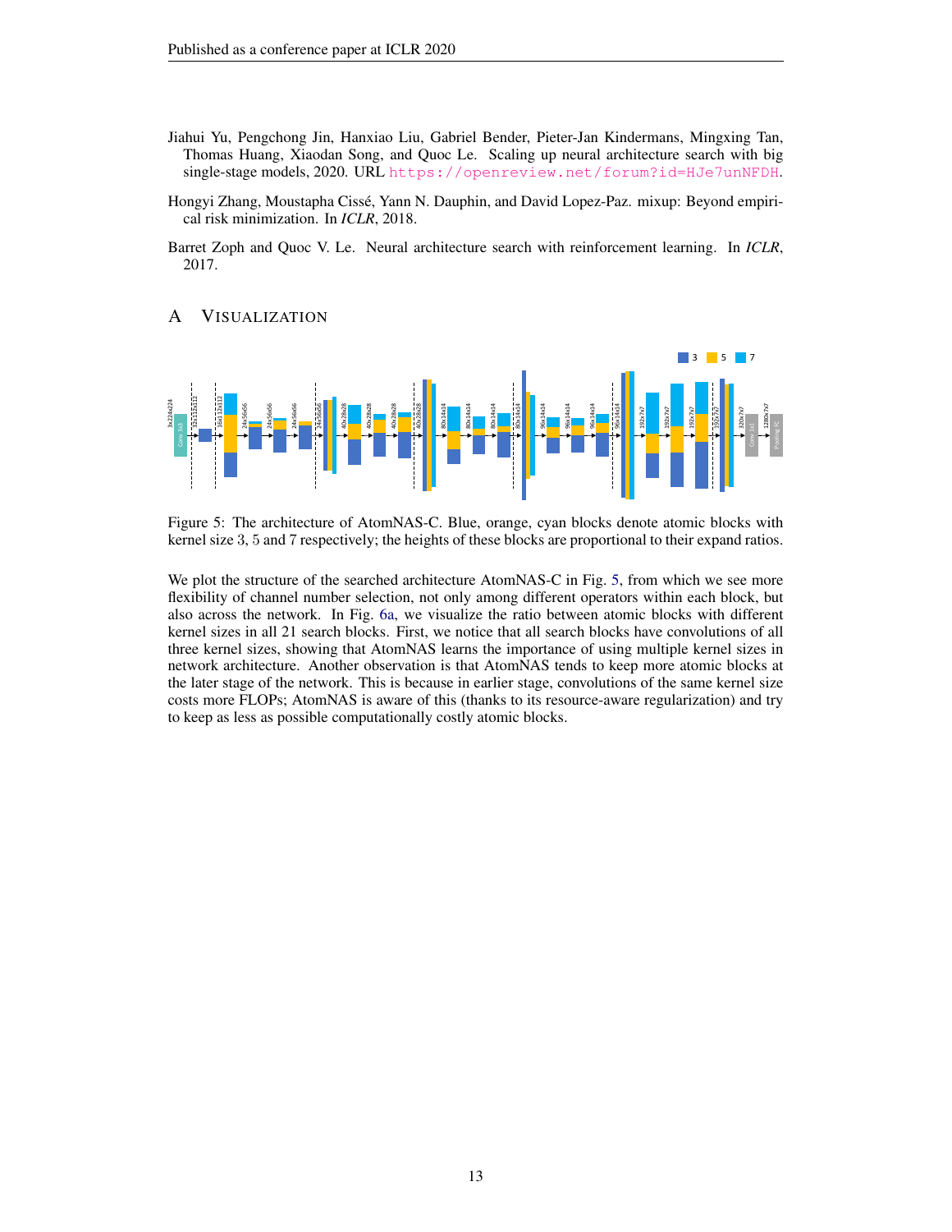Jiahui Yu, Pengchong Jin, Hanxiao Liu, Gabriel Bender, Pieter-Jan Kindermans, Mingxing Tan, Thomas Huang, Xiaodan Song, and Quoc Le. Scaling up neural architecture search with big single-stage models, 2020. URL https://openreview.net/forum?id=HJe7unNFDH.

Hongyi Zhang, Moustapha Cissé, Yann N. Dauphin, and David Lopez-Paz. mixup: Beyond empirical risk minimization. In *ICLR*, 2018.

Barret Zoph and Quoc V. Le. Neural architecture search with reinforcement learning. In *ICLR*, 2017.

## A VISUALIZATION

Figure 5: The architecture of AtomNAS-C. Blue, orange, cyan blocks denote atomic blocks with kernel size 3, 5 and 7 respectively; the heights of these blocks are proportional to their expand ratios.

We plot the structure of the searched architecture AtomNAS-C in Fig. 5, from which we see more flexibility of channel number selection, not only among different operators within each block, but also across the network. In Fig. 6a, we visualize the ratio between atomic blocks with different kernel sizes in all 21 search blocks. First, we notice that all search blocks have convolutions of all three kernel sizes, showing that AtomNAS learns the importance of using multiple kernel sizes in network architecture. Another observation is that AtomNAS tends to keep more atomic blocks at the later stage of the network. This is because in earlier stage, convolutions of the same kernel size costs more FLOPs; AtomNAS is aware of this (thanks to its resource-aware regularization) and try to keep as less as possible computationally costly atomic blocks.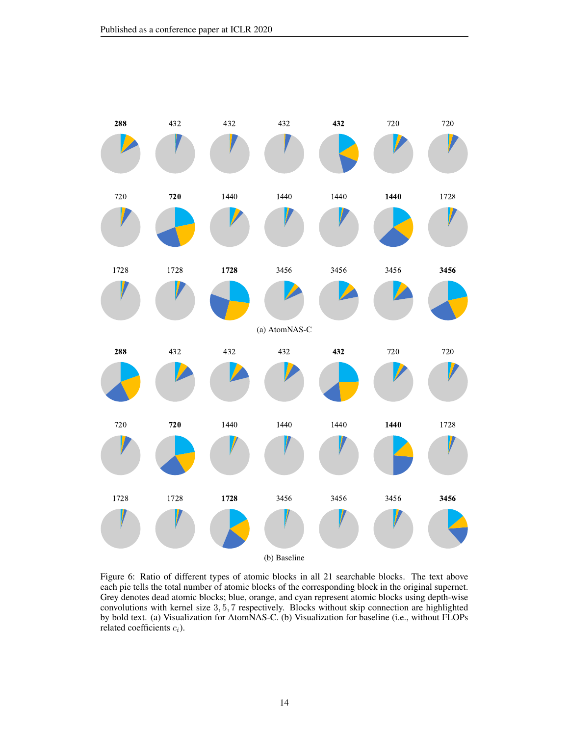**288** 432 432 432 **432** 720 720

720 **720** 1440 1440 1440 **1440** 1728

1728 1728 **1728** 3456 3456 3456 **3456**

(a) AtomNAS-C

**288** 432 432 432 **432** 720 720

720 **720** 1440 1440 1440 **1440** 1728

1728 1728 **1728** 3456 3456 3456 **3456**

(b) Baseline

Figure 6: Ratio of different types of atomic blocks in all 21 searchable blocks. The text above each pie tells the total number of atomic blocks of the corresponding block in the original supernet. Grey denotes dead atomic blocks; blue, orange, and cyan represent atomic blocks using depth-wise convolutions with kernel size $3, 5, 7$ respectively. Blocks without skip connection are highlighted by bold text. (a) Visualization for AtomNAS-C. (b) Visualization for baseline (i.e., without FLOPs related coefficients $c_i$).